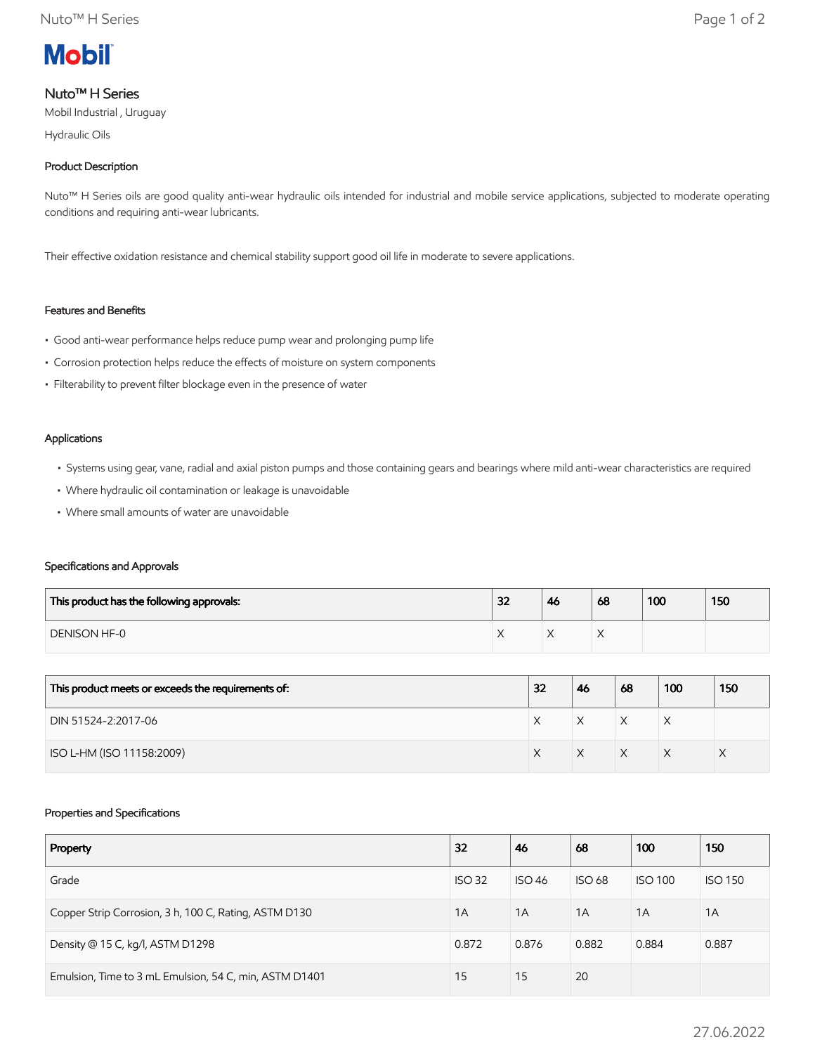Mobil

# Nuto™ H Series

Mobil Industrial , Uruguay

Hydraulic Oils

## Product Description

Nuto™ H Series oils are good quality anti-wear hydraulic oils intended for industrial and mobile service applications, subjected to moderate operating conditions and requiring anti-wear lubricants.

Their effective oxidation resistance and chemical stability support good oil life in moderate to severe applications.

## Features and Benefits

- Good anti-wear performance helps reduce pump wear and prolonging pump life
- Corrosion protection helps reduce the effects of moisture on system components
- Filterability to prevent filter blockage even in the presence of water

## Applications

- Systems using gear, vane, radial and axial piston pumps and those containing gears and bearings where mild anti-wear characteristics are required
- Where hydraulic oil contamination or leakage is unavoidable
- Where small amounts of water are unavoidable

## Specifications and Approvals

| This product has the following approvals: | 32 | 46 | 68 | 100 | 150 |
|---|---|---|---|---|---|
| DENISON HF-0 | X | X | X | | |

| This product meets or exceeds the requirements of: | 32 | 46 | 68 | 100 | 150 |
|---|---|---|---|---|---|
| DIN 51524-2:2017-06 | X | X | X | X | |
| ISO L-HM (ISO 11158:2009) | X | X | X | X | X |

## Properties and Specifications

| Property | 32 | 46 | 68 | 100 | 150 |
|---|---|---|---|---|---|
| Grade | ISO 32 | ISO 46 | ISO 68 | ISO 100 | ISO 150 |
| Copper Strip Corrosion, 3 h, 100 C, Rating, ASTM D130 | 1A | 1A | 1A | 1A | 1A |
| Density @ 15 C, kg/l, ASTM D1298 | 0.872 | 0.876 | 0.882 | 0.884 | 0.887 |
| Emulsion, Time to 3 mL Emulsion, 54 C, min, ASTM D1401 | 15 | 15 | 20 | | |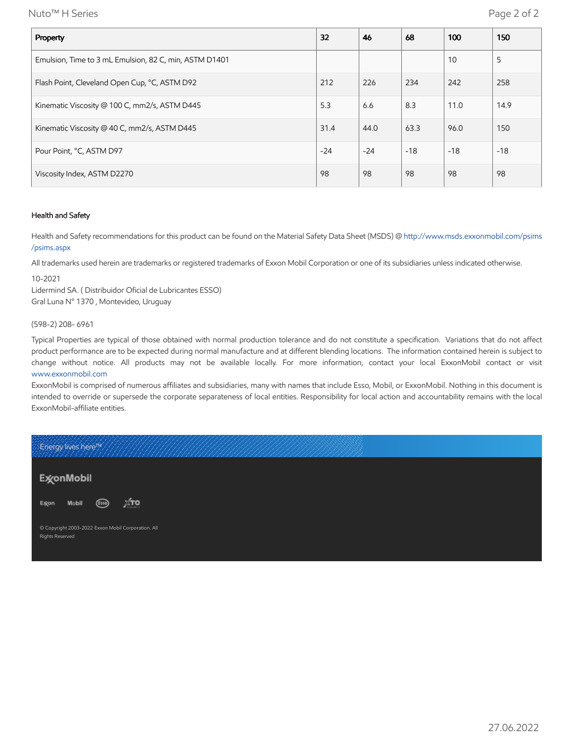| Property | 32 | 46 | 68 | 100 | 150 |
|---|---|---|---|---|---|
| Emulsion, Time to 3 mL Emulsion, 82 C, min, ASTM D1401 | | | | 10 | 5 |
| Flash Point, Cleveland Open Cup, °C, ASTM D92 | 212 | 226 | 234 | 242 | 258 |
| Kinematic Viscosity @ 100 C, mm2/s, ASTM D445 | 5.3 | 6.6 | 8.3 | 11.0 | 14.9 |
| Kinematic Viscosity @ 40 C, mm2/s, ASTM D445 | 31.4 | 44.0 | 63.3 | 96.0 | 150 |
| Pour Point, °C, ASTM D97 | -24 | -24 | -18 | -18 | -18 |
| Viscosity Index, ASTM D2270 | 98 | 98 | 98 | 98 | 98 |

### Health and Safety

Health and Safety recommendations for this product can be found on the Material Safety Data Sheet (MSDS) @ http://www.msds.exxonmobil.com/psims/psims.aspx

All trademarks used herein are trademarks or registered trademarks of Exxon Mobil Corporation or one of its subsidiaries unless indicated otherwise.

10-2021
Lidermind SA. ( Distribuidor Oficial de Lubricantes ESSO)
Gral Luna N° 1370 , Montevideo, Uruguay

(598-2) 208- 6961

Typical Properties are typical of those obtained with normal production tolerance and do not constitute a specification. Variations that do not affect product performance are to be expected during normal manufacture and at different blending locations. The information contained herein is subject to change without notice. All products may not be available locally. For more information, contact your local ExxonMobil contact or visit www.exxonmobil.com

ExxonMobil is comprised of numerous affiliates and subsidiaries, many with names that include Esso, Mobil, or ExxonMobil. Nothing in this document is intended to override or supersede the corporate separateness of local entities. Responsibility for local action and accountability remains with the local ExxonMobil-affiliate entities.

Energy lives here™

ExxonMobil

Exxon Mobil Esso XTO

© Copyright 2003-2022 Exxon Mobil Corporation. All Rights Reserved